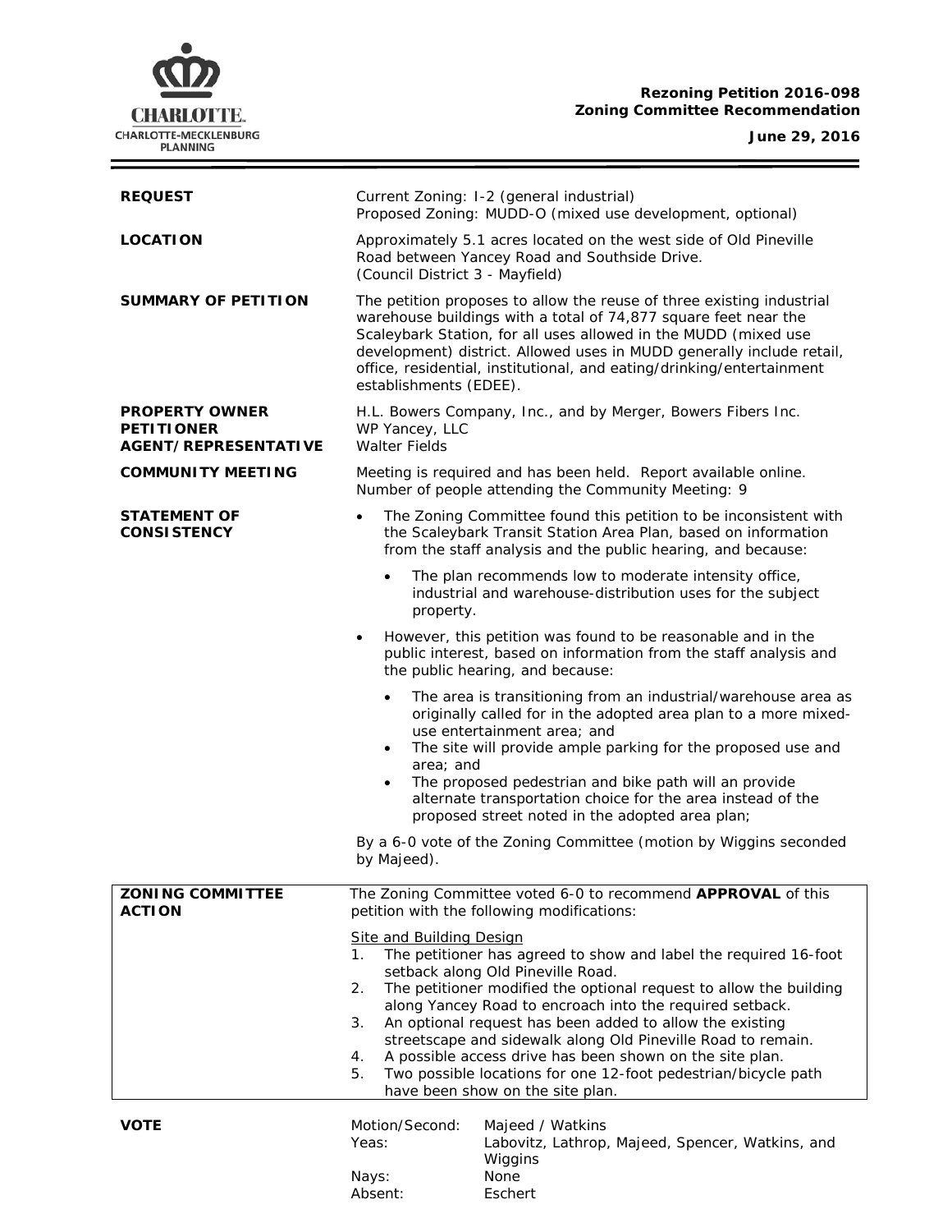**Rezoning Petition 2016-098**
**Zoning Committee Recommendation**

**June 29, 2016**

| | |
|---|---|
| **REQUEST** | Current Zoning: I-2 (general industrial)<br>Proposed Zoning: MUDD-O (mixed use development, optional) |
| **LOCATION** | Approximately 5.1 acres located on the west side of Old Pineville Road between Yancey Road and Southside Drive.<br>(Council District 3 - Mayfield) |
| **SUMMARY OF PETITION** | The petition proposes to allow the reuse of three existing industrial warehouse buildings with a total of 74,877 square feet near the Scaleybark Station, for all uses allowed in the MUDD (mixed use development) district. Allowed uses in MUDD generally include retail, office, residential, institutional, and eating/drinking/entertainment establishments (EDEE). |
| **PROPERTY OWNER**<br>**PETITIONER**<br>**AGENT/REPRESENTATIVE** | H.L. Bowers Company, Inc., and by Merger, Bowers Fibers Inc.<br>WP Yancey, LLC<br>Walter Fields |
| **COMMUNITY MEETING** | Meeting is required and has been held. Report available online.<br>Number of people attending the Community Meeting: 9 |

**STATEMENT OF CONSISTENCY**

- The Zoning Committee found this petition to be inconsistent with the Scaleybark Transit Station Area Plan, based on information from the staff analysis and the public hearing, and because:
  - The plan recommends low to moderate intensity office, industrial and warehouse-distribution uses for the subject property.
- However, this petition was found to be reasonable and in the public interest, based on information from the staff analysis and the public hearing, and because:
  - The area is transitioning from an industrial/warehouse area as originally called for in the adopted area plan to a more mixed-use entertainment area; and
  - The site will provide ample parking for the proposed use and area; and
  - The proposed pedestrian and bike path will an provide alternate transportation choice for the area instead of the proposed street noted in the adopted area plan;

By a 6-0 vote of the Zoning Committee (motion by Wiggins seconded by Majeed).

**ZONING COMMITTEE ACTION**

The Zoning Committee voted 6-0 to recommend **APPROVAL** of this petition with the following modifications:

Site and Building Design

1. The petitioner has agreed to show and label the required 16-foot setback along Old Pineville Road.
2. The petitioner modified the optional request to allow the building along Yancey Road to encroach into the required setback.
3. An optional request has been added to allow the existing streetscape and sidewalk along Old Pineville Road to remain.
4. A possible access drive has been shown on the site plan.
5. Two possible locations for one 12-foot pedestrian/bicycle path have been show on the site plan.

**VOTE**

| | |
|---|---|
| Motion/Second: | Majeed / Watkins |
| Yeas: | Labovitz, Lathrop, Majeed, Spencer, Watkins, and Wiggins |
| Nays: | None |
| Absent: | Eschert |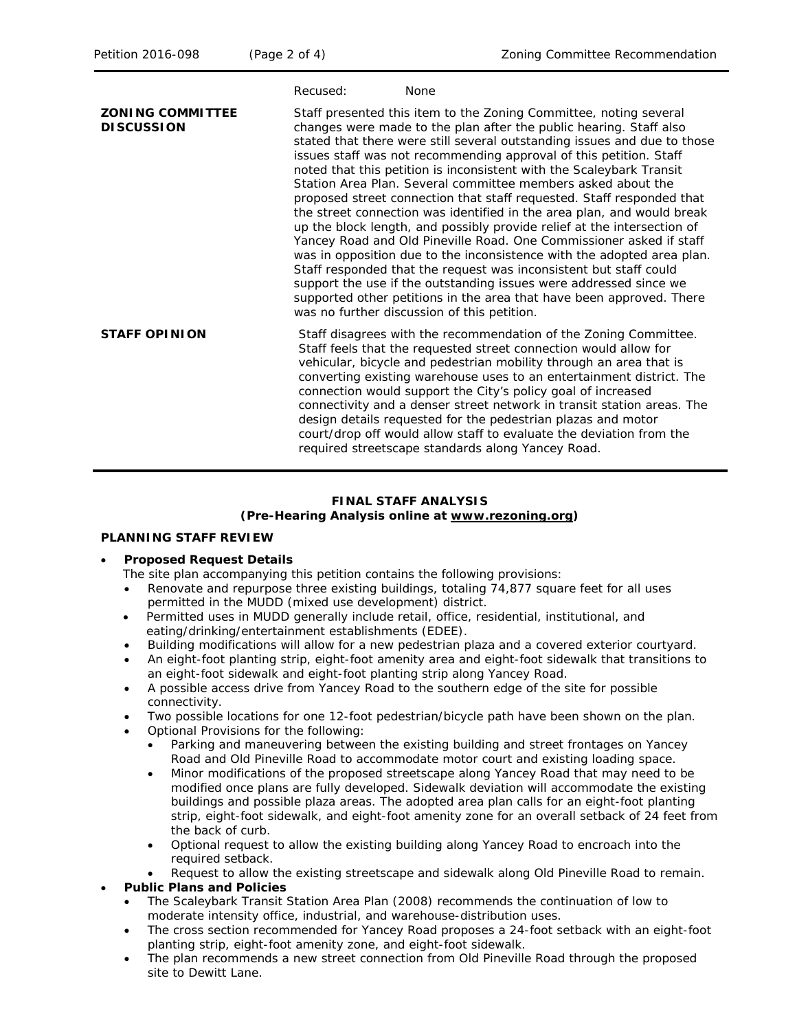| | | |
|---|---|---|
| | Recused: | None |
| **ZONING COMMITTEE DISCUSSION** | Staff presented this item to the Zoning Committee, noting several changes were made to the plan after the public hearing. Staff also stated that there were still several outstanding issues and due to those issues staff was not recommending approval of this petition. Staff noted that this petition is inconsistent with the Scaleybark Transit Station Area Plan. Several committee members asked about the proposed street connection that staff requested. Staff responded that the street connection was identified in the area plan, and would break up the block length, and possibly provide relief at the intersection of Yancey Road and Old Pineville Road. One Commissioner asked if staff was in opposition due to the inconsistence with the adopted area plan. Staff responded that the request was inconsistent but staff could support the use if the outstanding issues were addressed since we supported other petitions in the area that have been approved. There was no further discussion of this petition. | |
| **STAFF OPINION** | Staff disagrees with the recommendation of the Zoning Committee. Staff feels that the requested street connection would allow for vehicular, bicycle and pedestrian mobility through an area that is converting existing warehouse uses to an entertainment district. The connection would support the City's policy goal of increased connectivity and a denser street network in transit station areas. The design details requested for the pedestrian plazas and motor court/drop off would allow staff to evaluate the deviation from the required streetscape standards along Yancey Road. | |

**FINAL STAFF ANALYSIS**
**(Pre-Hearing Analysis online at www.rezoning.org)**

**PLANNING STAFF REVIEW**

- **Proposed Request Details**
  The site plan accompanying this petition contains the following provisions:
  - Renovate and repurpose three existing buildings, totaling 74,877 square feet for all uses permitted in the MUDD (mixed use development) district.
  - Permitted uses in MUDD generally include retail, office, residential, institutional, and eating/drinking/entertainment establishments (EDEE).
  - Building modifications will allow for a new pedestrian plaza and a covered exterior courtyard.
  - An eight-foot planting strip, eight-foot amenity area and eight-foot sidewalk that transitions to an eight-foot sidewalk and eight-foot planting strip along Yancey Road.
  - A possible access drive from Yancey Road to the southern edge of the site for possible connectivity.
  - Two possible locations for one 12-foot pedestrian/bicycle path have been shown on the plan.
  - Optional Provisions for the following:
    - Parking and maneuvering between the existing building and street frontages on Yancey Road and Old Pineville Road to accommodate motor court and existing loading space.
    - Minor modifications of the proposed streetscape along Yancey Road that may need to be modified once plans are fully developed. Sidewalk deviation will accommodate the existing buildings and possible plaza areas. The adopted area plan calls for an eight-foot planting strip, eight-foot sidewalk, and eight-foot amenity zone for an overall setback of 24 feet from the back of curb.
    - Optional request to allow the existing building along Yancey Road to encroach into the required setback.
    - Request to allow the existing streetscape and sidewalk along Old Pineville Road to remain.
- **Public Plans and Policies**
  - The Scaleybark Transit Station Area Plan (2008) recommends the continuation of low to moderate intensity office, industrial, and warehouse-distribution uses.
  - The cross section recommended for Yancey Road proposes a 24-foot setback with an eight-foot planting strip, eight-foot amenity zone, and eight-foot sidewalk.
  - The plan recommends a new street connection from Old Pineville Road through the proposed site to Dewitt Lane.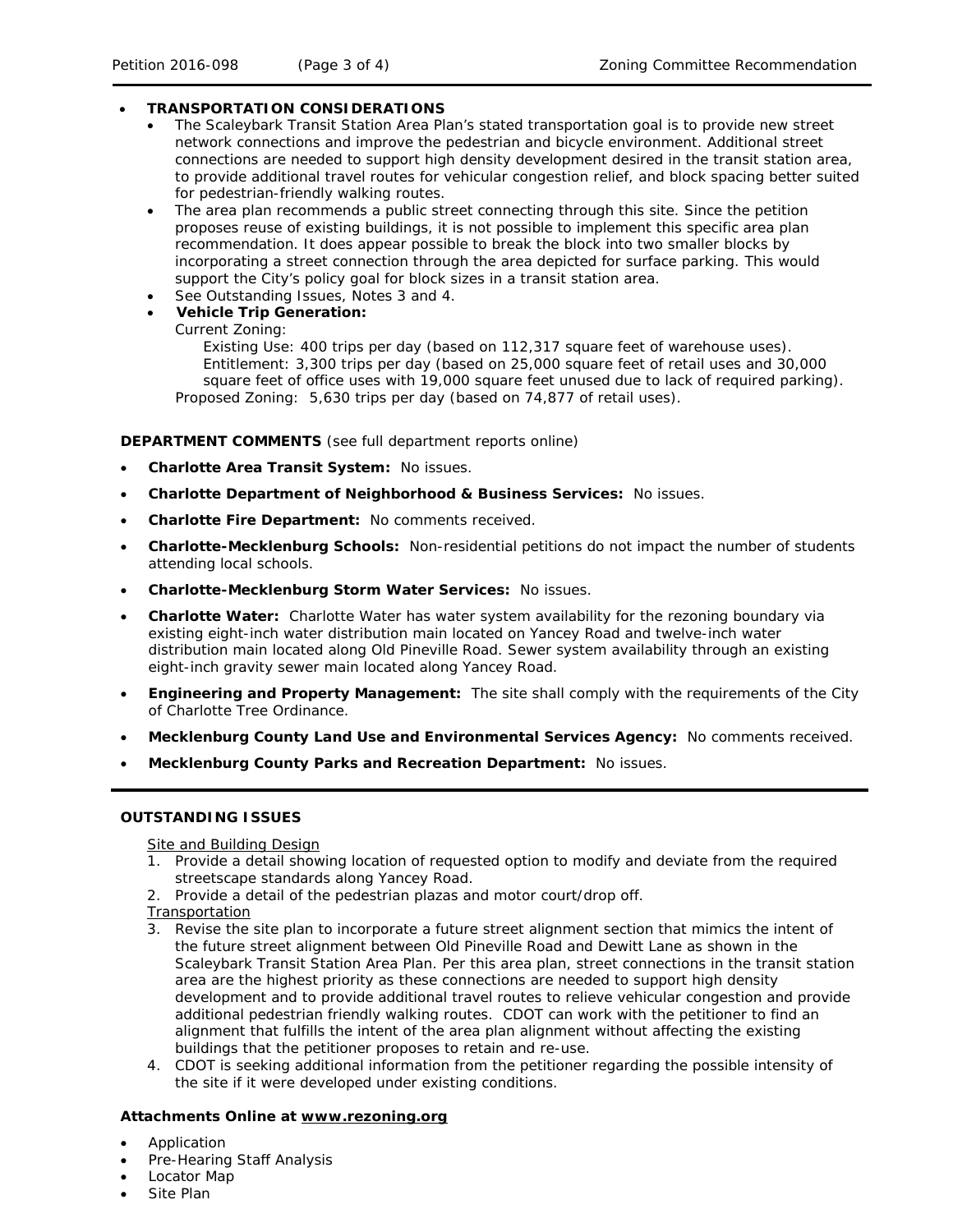- **TRANSPORTATION CONSIDERATIONS**
  - The Scaleybark Transit Station Area Plan's stated transportation goal is to provide new street network connections and improve the pedestrian and bicycle environment. Additional street connections are needed to support high density development desired in the transit station area, to provide additional travel routes for vehicular congestion relief, and block spacing better suited for pedestrian-friendly walking routes.
  - The area plan recommends a public street connecting through this site. Since the petition proposes reuse of existing buildings, it is not possible to implement this specific area plan recommendation. It does appear possible to break the block into two smaller blocks by incorporating a street connection through the area depicted for surface parking. This would support the City's policy goal for block sizes in a transit station area.
  - See Outstanding Issues, Notes 3 and 4.
  - **Vehicle Trip Generation:**

    Current Zoning:

    Existing Use: 400 trips per day (based on 112,317 square feet of warehouse uses).
    Entitlement: 3,300 trips per day (based on 25,000 square feet of retail uses and 30,000 square feet of office uses with 19,000 square feet unused due to lack of required parking).

    Proposed Zoning: 5,630 trips per day (based on 74,877 of retail uses).

**DEPARTMENT COMMENTS** (see full department reports online)

- **Charlotte Area Transit System:** No issues.
- **Charlotte Department of Neighborhood & Business Services:** No issues.
- **Charlotte Fire Department:** No comments received.
- **Charlotte-Mecklenburg Schools:** Non-residential petitions do not impact the number of students attending local schools.
- **Charlotte-Mecklenburg Storm Water Services:** No issues.
- **Charlotte Water:** Charlotte Water has water system availability for the rezoning boundary via existing eight-inch water distribution main located on Yancey Road and twelve-inch water distribution main located along Old Pineville Road. Sewer system availability through an existing eight-inch gravity sewer main located along Yancey Road.
- **Engineering and Property Management:** The site shall comply with the requirements of the City of Charlotte Tree Ordinance.
- **Mecklenburg County Land Use and Environmental Services Agency:** No comments received.
- **Mecklenburg County Parks and Recreation Department:** No issues.

**OUTSTANDING ISSUES**

Site and Building Design

1. Provide a detail showing location of requested option to modify and deviate from the required streetscape standards along Yancey Road.
2. Provide a detail of the pedestrian plazas and motor court/drop off.

Transportation

3. Revise the site plan to incorporate a future street alignment section that mimics the intent of the future street alignment between Old Pineville Road and Dewitt Lane as shown in the Scaleybark Transit Station Area Plan. Per this area plan, street connections in the transit station area are the highest priority as these connections are needed to support high density development and to provide additional travel routes to relieve vehicular congestion and provide additional pedestrian friendly walking routes. CDOT can work with the petitioner to find an alignment that fulfills the intent of the area plan alignment without affecting the existing buildings that the petitioner proposes to retain and re-use.
4. CDOT is seeking additional information from the petitioner regarding the possible intensity of the site if it were developed under existing conditions.

**Attachments Online at www.rezoning.org**

- Application
- Pre-Hearing Staff Analysis
- Locator Map
- Site Plan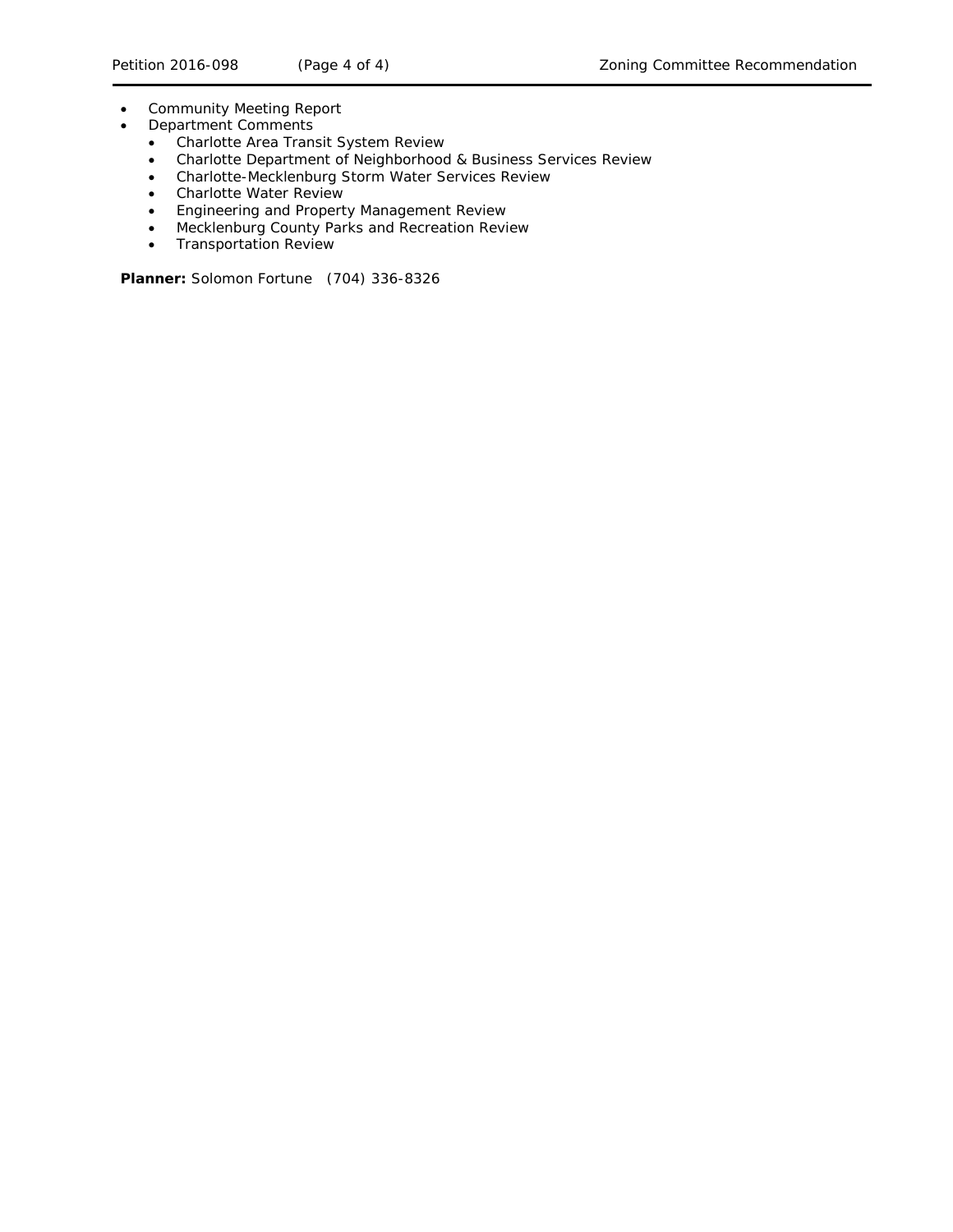- Community Meeting Report
- Department Comments
  - Charlotte Area Transit System Review
  - Charlotte Department of Neighborhood & Business Services Review
  - Charlotte-Mecklenburg Storm Water Services Review
  - Charlotte Water Review
  - Engineering and Property Management Review
  - Mecklenburg County Parks and Recreation Review
  - Transportation Review

**Planner:** Solomon Fortune (704) 336-8326